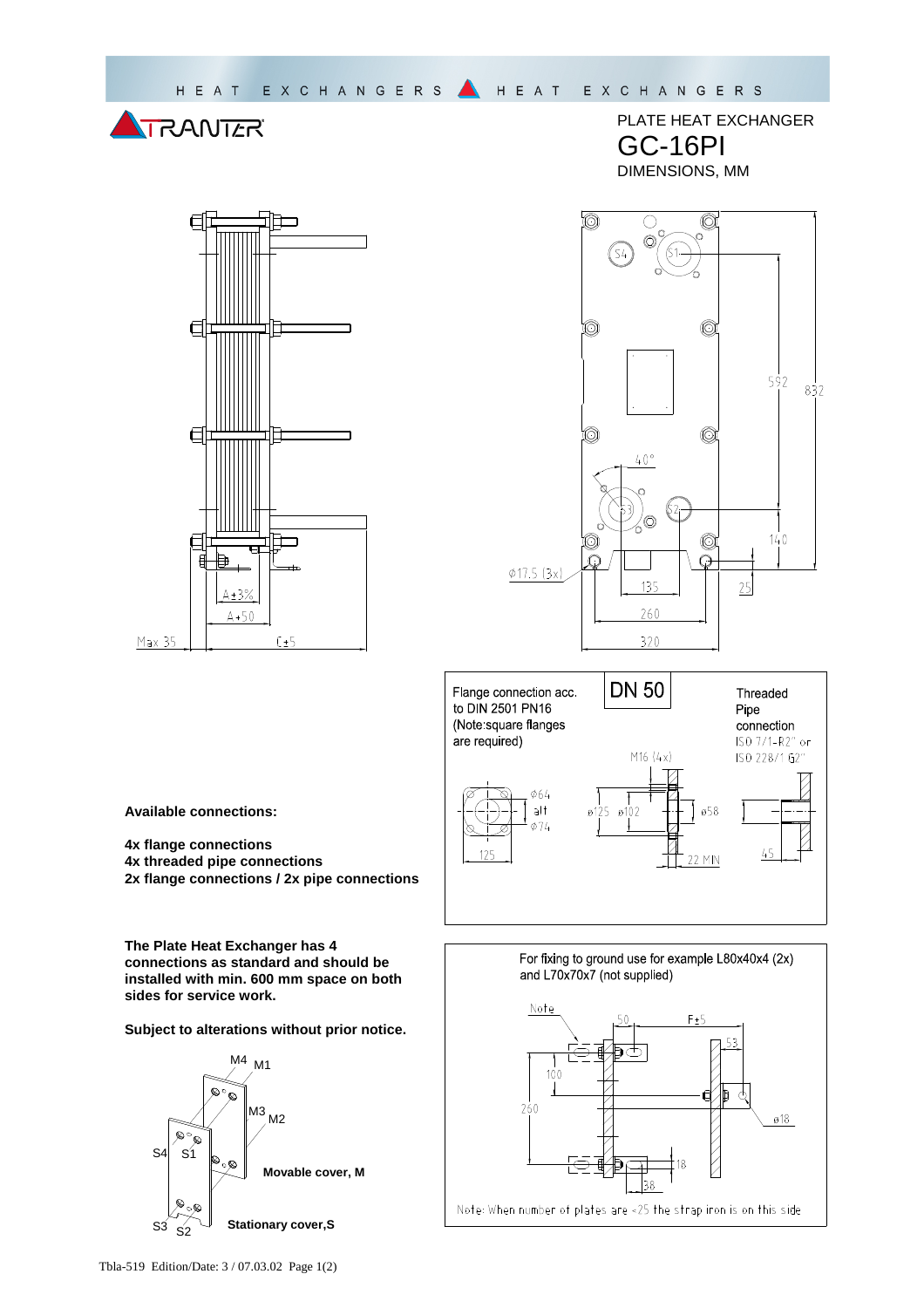# PLATE HEAT EXCHANGER

## GC-16PI

DIMENSIONS, MM

Max 35

A±3%

A+50

C±5

Ø17.5 (3x)

40°

135

260

320

592

832

140

25

S1 S2 S3 S4

Flange connection acc. to DIN 2501 PN16 (Note:square flanges are required)

**DN 50**

Threaded Pipe connection ISO 7/1-R2" or ISO 228/1 G2"

M16 (4x)

ø64 alt ø74

125

ø125 ø102

ø58

22 MIN

45

**Available connections:**

**4x flange connections**
**4x threaded pipe connections**
**2x flange connections / 2x pipe connections**

For fixing to ground use for example L80x40x4 (2x) and L70x70x7 (not supplied)

Note

50

F±5

53

100

250

ø18

18

38

Note: When number of plates are <25 the strap iron is on this side

**The Plate Heat Exchanger has 4 connections as standard and should be installed with min. 600 mm space on both sides for service work.**

**Subject to alterations without prior notice.**

M4 M1

M3 M2

S4 S1

S3 S2

**Movable cover, M**

**Stationary cover,S**

Tbla-519 Edition/Date: 3 / 07.03.02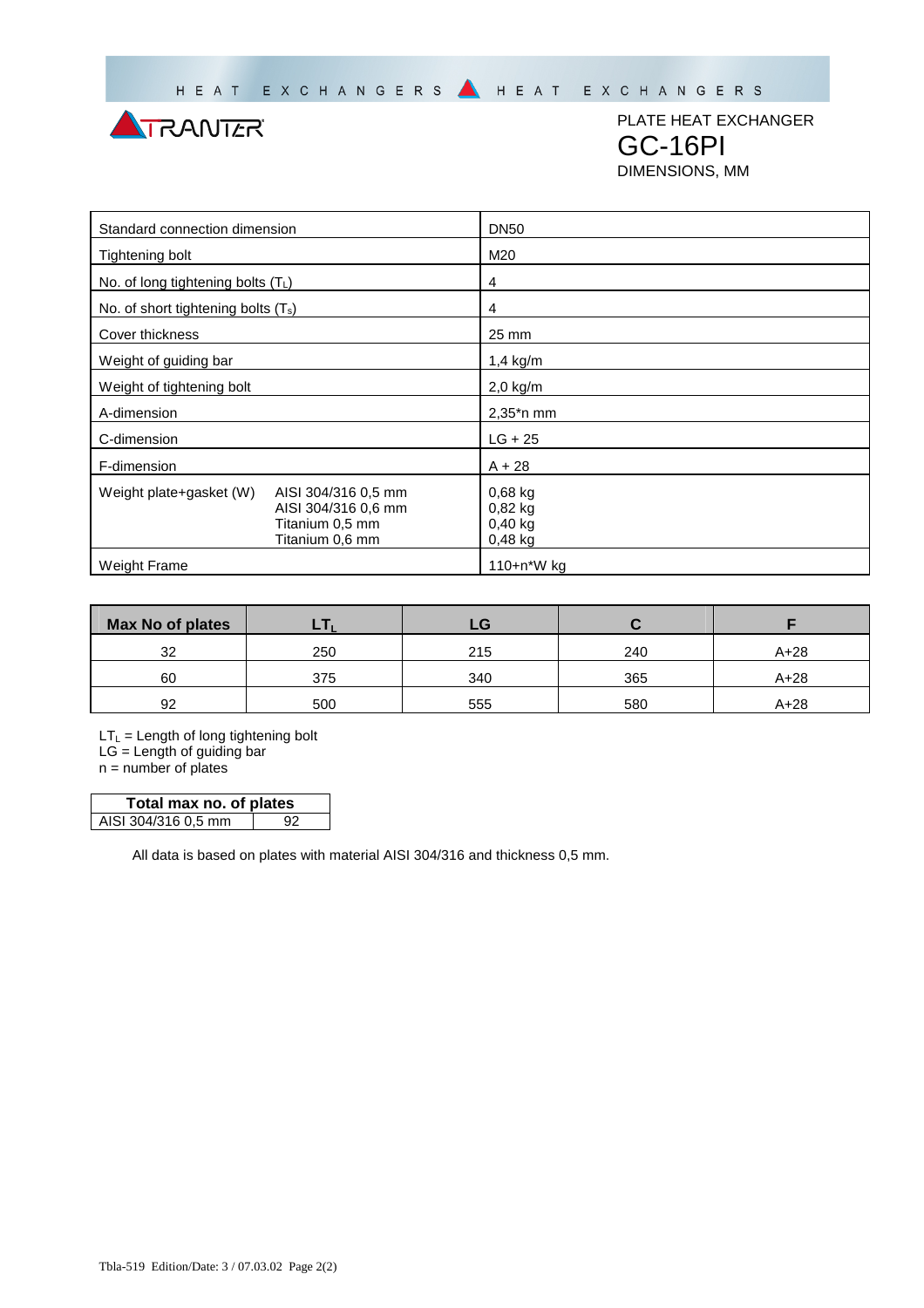PLATE HEAT EXCHANGER

# GC-16PI

DIMENSIONS, MM

| | |
|---|---|
| Standard connection dimension | DN50 |
| Tightening bolt | M20 |
| No. of long tightening bolts ($T_L$) | 4 |
| No. of short tightening bolts ($T_s$) | 4 |
| Cover thickness | 25 mm |
| Weight of guiding bar | 1,4 kg/m |
| Weight of tightening bolt | 2,0 kg/m |
| A-dimension | 2,35*n mm |
| C-dimension | LG + 25 |
| F-dimension | A + 28 |
| Weight plate+gasket (W) AISI 304/316 0,5 mm<br>AISI 304/316 0,6 mm<br>Titanium 0,5 mm<br>Titanium 0,6 mm | 0,68 kg<br>0,82 kg<br>0,40 kg<br>0,48 kg |
| Weight Frame | 110+n*W kg |

| Max No of plates | $LT_L$ | LG | C | F |
|---|---|---|---|---|
| 32 | 250 | 215 | 240 | A+28 |
| 60 | 375 | 340 | 365 | A+28 |
| 92 | 500 | 555 | 580 | A+28 |

$LT_L$ = Length of long tightening bolt
LG = Length of guiding bar
n = number of plates

| Total max no. of plates | |
|---|---|
| AISI 304/316 0,5 mm | 92 |

All data is based on plates with material AISI 304/316 and thickness 0,5 mm.

Tbla-519 Edition/Date: 3 / 07.03.02